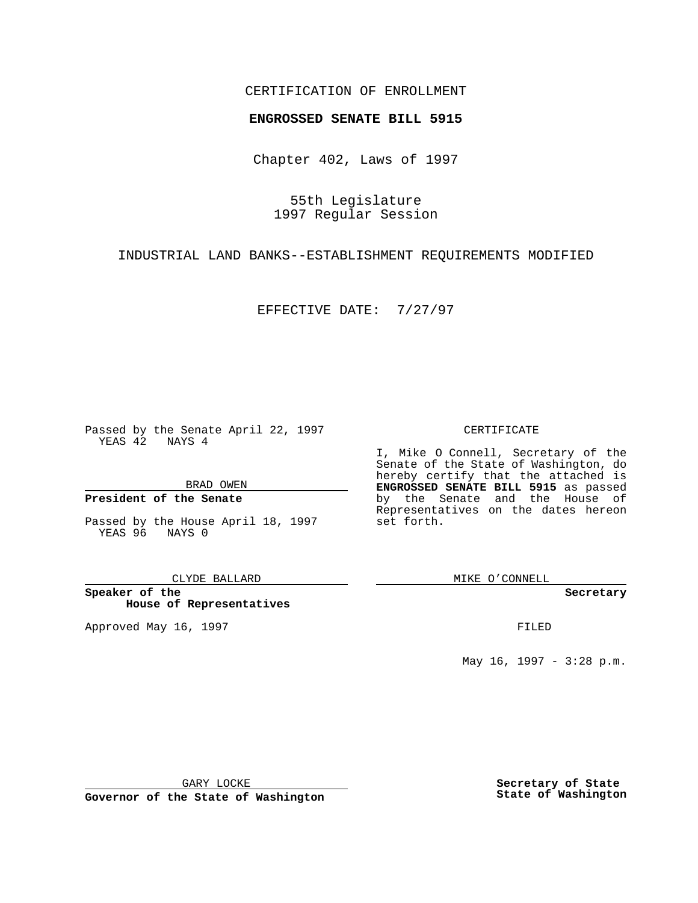CERTIFICATION OF ENROLLMENT

**ENGROSSED SENATE BILL 5915**

Chapter 402, Laws of 1997

55th Legislature
1997 Regular Session

INDUSTRIAL LAND BANKS--ESTABLISHMENT REQUIREMENTS MODIFIED

EFFECTIVE DATE: 7/27/97

Passed by the Senate April 22, 1997
YEAS 42 NAYS 4

BRAD OWEN

**President of the Senate**

Passed by the House April 18, 1997
YEAS 96 NAYS 0

CLYDE BALLARD

**Speaker of the House of Representatives**

Approved May 16, 1997

GARY LOCKE

**Governor of the State of Washington**

CERTIFICATE

I, Mike O Connell, Secretary of the Senate of the State of Washington, do hereby certify that the attached is **ENGROSSED SENATE BILL 5915** as passed by the Senate and the House of Representatives on the dates hereon set forth.

MIKE O'CONNELL

**Secretary**

FILED

May 16, 1997 - 3:28 p.m.

**Secretary of State State of Washington**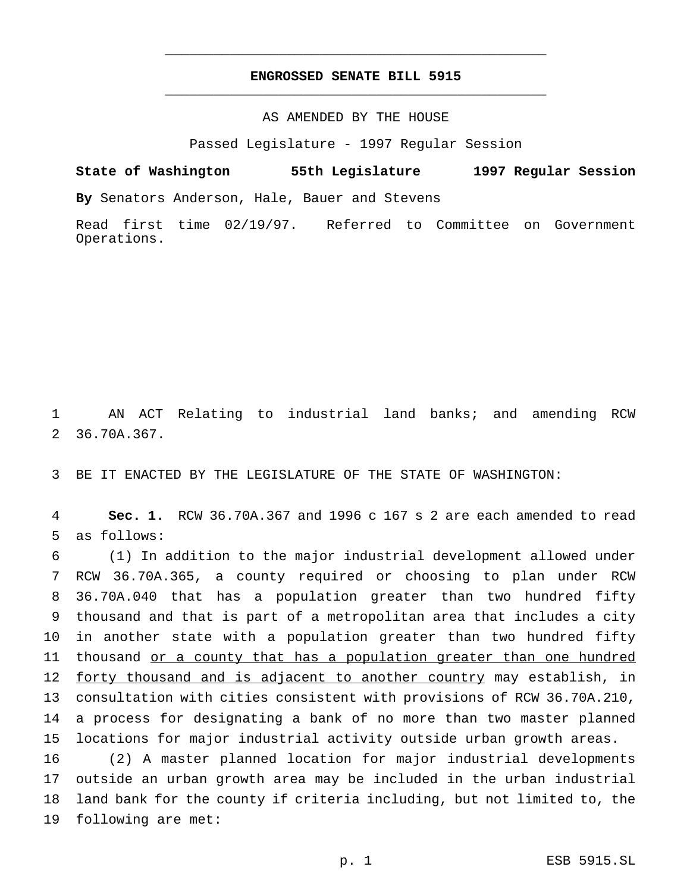# ENGROSSED SENATE BILL 5915

AS AMENDED BY THE HOUSE

Passed Legislature - 1997 Regular Session

**State of Washington 55th Legislature 1997 Regular Session**

**By** Senators Anderson, Hale, Bauer and Stevens

Read first time 02/19/97. Referred to Committee on Government Operations.

AN ACT Relating to industrial land banks; and amending RCW 36.70A.367.

BE IT ENACTED BY THE LEGISLATURE OF THE STATE OF WASHINGTON:

**Sec. 1.** RCW 36.70A.367 and 1996 c 167 s 2 are each amended to read as follows:

(1) In addition to the major industrial development allowed under RCW 36.70A.365, a county required or choosing to plan under RCW 36.70A.040 that has a population greater than two hundred fifty thousand and that is part of a metropolitan area that includes a city in another state with a population greater than two hundred fifty thousand <u>or a county that has a population greater than one hundred forty thousand and is adjacent to another country</u> may establish, in consultation with cities consistent with provisions of RCW 36.70A.210, a process for designating a bank of no more than two master planned locations for major industrial activity outside urban growth areas.

(2) A master planned location for major industrial developments outside an urban growth area may be included in the urban industrial land bank for the county if criteria including, but not limited to, the following are met: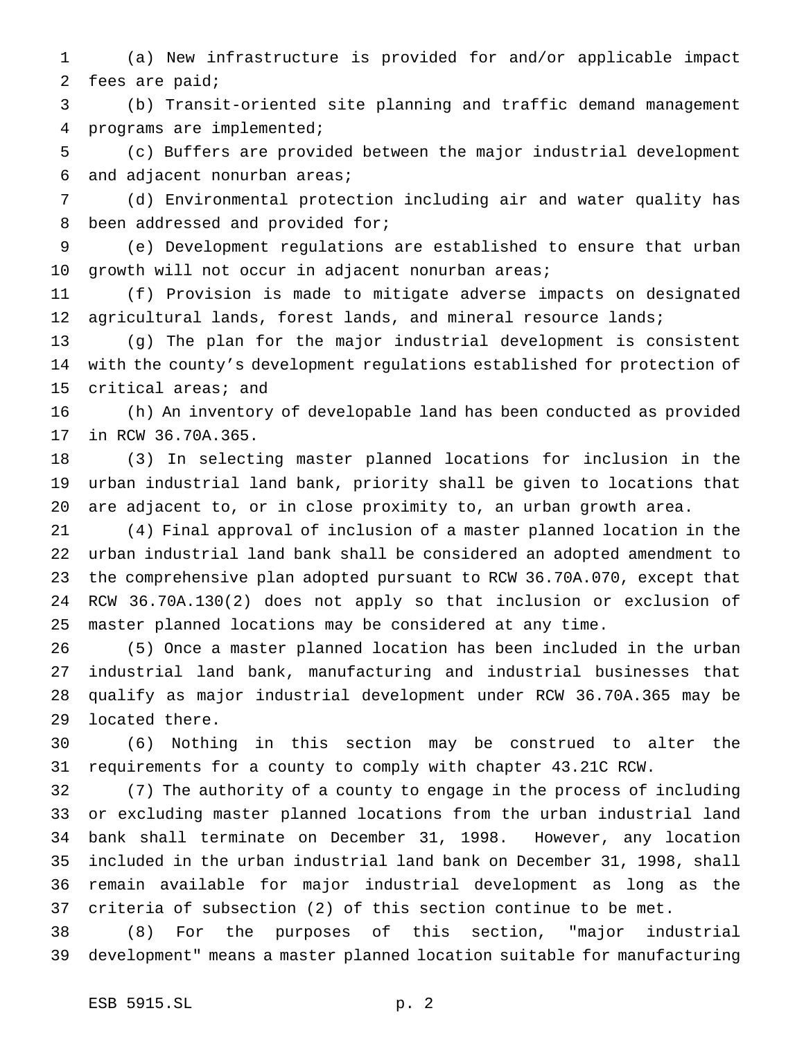(a) New infrastructure is provided for and/or applicable impact fees are paid;

(b) Transit-oriented site planning and traffic demand management programs are implemented;

(c) Buffers are provided between the major industrial development and adjacent nonurban areas;

(d) Environmental protection including air and water quality has been addressed and provided for;

(e) Development regulations are established to ensure that urban growth will not occur in adjacent nonurban areas;

(f) Provision is made to mitigate adverse impacts on designated agricultural lands, forest lands, and mineral resource lands;

(g) The plan for the major industrial development is consistent with the county's development regulations established for protection of critical areas; and

(h) An inventory of developable land has been conducted as provided in RCW 36.70A.365.

(3) In selecting master planned locations for inclusion in the urban industrial land bank, priority shall be given to locations that are adjacent to, or in close proximity to, an urban growth area.

(4) Final approval of inclusion of a master planned location in the urban industrial land bank shall be considered an adopted amendment to the comprehensive plan adopted pursuant to RCW 36.70A.070, except that RCW 36.70A.130(2) does not apply so that inclusion or exclusion of master planned locations may be considered at any time.

(5) Once a master planned location has been included in the urban industrial land bank, manufacturing and industrial businesses that qualify as major industrial development under RCW 36.70A.365 may be located there.

(6) Nothing in this section may be construed to alter the requirements for a county to comply with chapter 43.21C RCW.

(7) The authority of a county to engage in the process of including or excluding master planned locations from the urban industrial land bank shall terminate on December 31, 1998. However, any location included in the urban industrial land bank on December 31, 1998, shall remain available for major industrial development as long as the criteria of subsection (2) of this section continue to be met.

(8) For the purposes of this section, "major industrial development" means a master planned location suitable for manufacturing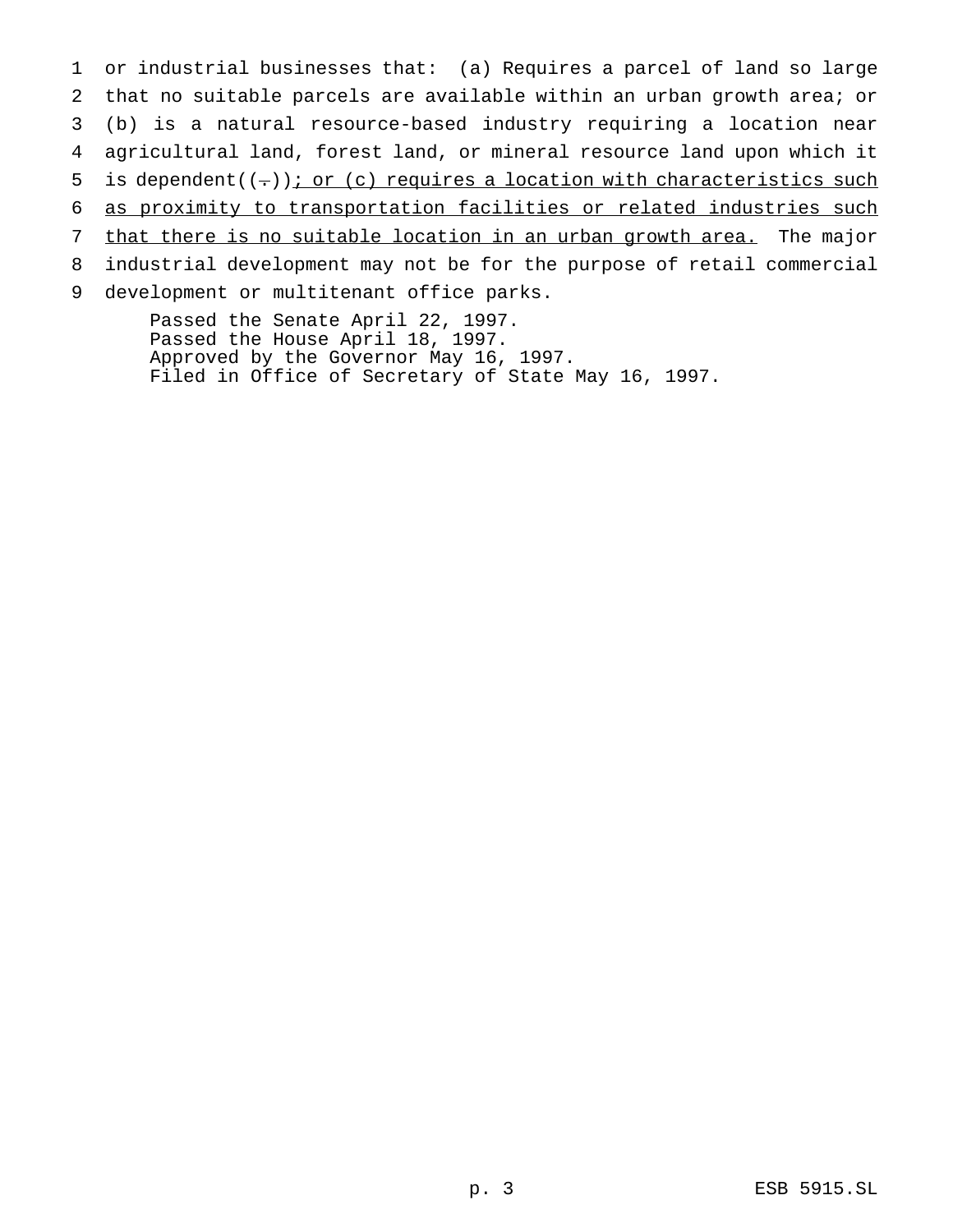or industrial businesses that: (a) Requires a parcel of land so large that no suitable parcels are available within an urban growth area; or (b) is a natural resource-based industry requiring a location near agricultural land, forest land, or mineral resource land upon which it is dependent((.)); or (c) requires a location with characteristics such as proximity to transportation facilities or related industries such that there is no suitable location in an urban growth area. The major industrial development may not be for the purpose of retail commercial development or multitenant office parks.

Passed the Senate April 22, 1997.
Passed the House April 18, 1997.
Approved by the Governor May 16, 1997.
Filed in Office of Secretary of State May 16, 1997.